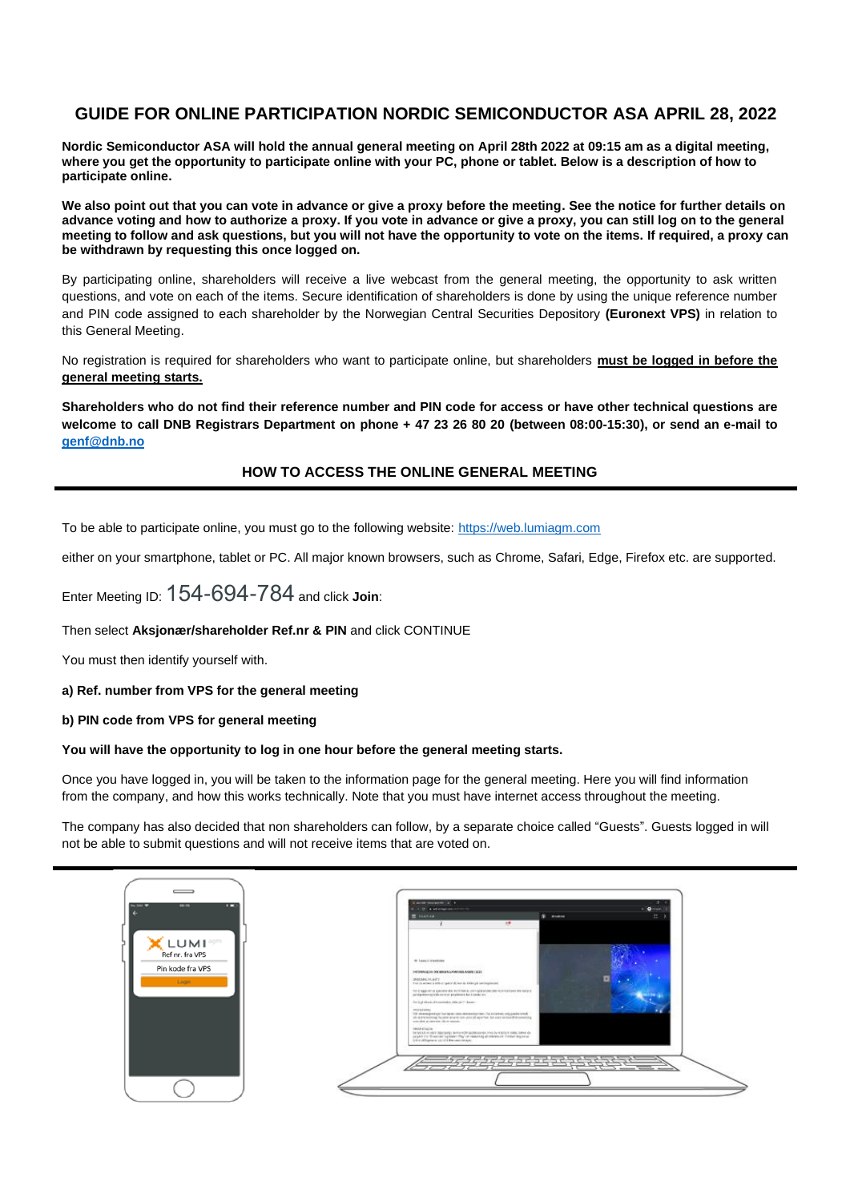# GUIDE FOR ONLINE PARTICIPATION NORDIC SEMICONDUCTOR ASA APRIL 28, 2022

**Nordic Semiconductor ASA will hold the annual general meeting on April 28th 2022 at 09:15 am as a digital meeting, where you get the opportunity to participate online with your PC, phone or tablet. Below is a description of how to participate online.**

**We also point out that you can vote in advance or give a proxy before the meeting. See the notice for further details on advance voting and how to authorize a proxy. If you vote in advance or give a proxy, you can still log on to the general meeting to follow and ask questions, but you will not have the opportunity to vote on the items. If required, a proxy can be withdrawn by requesting this once logged on.**

By participating online, shareholders will receive a live webcast from the general meeting, the opportunity to ask written questions, and vote on each of the items. Secure identification of shareholders is done by using the unique reference number and PIN code assigned to each shareholder by the Norwegian Central Securities Depository **(Euronext VPS)** in relation to this General Meeting.

No registration is required for shareholders who want to participate online, but shareholders **must be logged in before the general meeting starts.**

**Shareholders who do not find their reference number and PIN code for access or have other technical questions are welcome to call DNB Registrars Department on phone + 47 23 26 80 20 (between 08:00-15:30), or send an e-mail to genf@dnb.no**

## HOW TO ACCESS THE ONLINE GENERAL MEETING

To be able to participate online, you must go to the following website: https://web.lumiagm.com

either on your smartphone, tablet or PC. All major known browsers, such as Chrome, Safari, Edge, Firefox etc. are supported.

Enter Meeting ID: 154-694-784 and click **Join**:

Then select **Aksjonær/shareholder Ref.nr & PIN** and click CONTINUE

You must then identify yourself with.

**a) Ref. number from VPS for the general meeting**

**b) PIN code from VPS for general meeting**

**You will have the opportunity to log in one hour before the general meeting starts.**

Once you have logged in, you will be taken to the information page for the general meeting. Here you will find information from the company, and how this works technically. Note that you must have internet access throughout the meeting.

The company has also decided that non shareholders can follow, by a separate choice called "Guests". Guests logged in will not be able to submit questions and will not receive items that are voted on.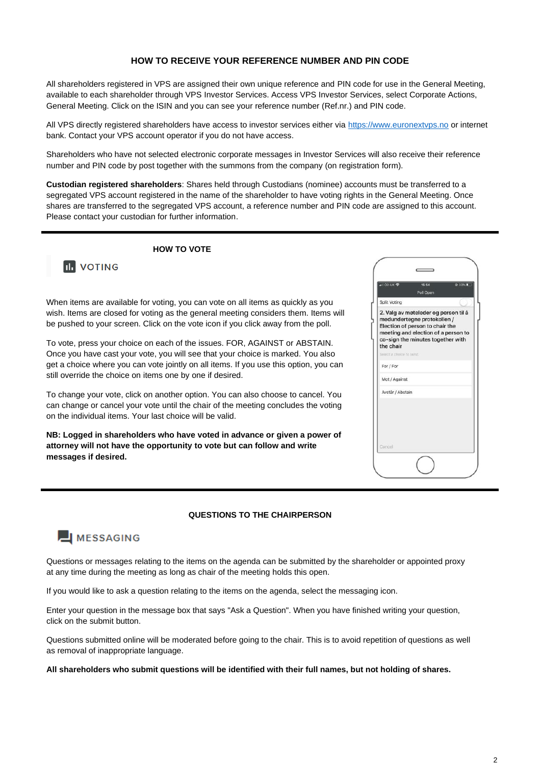## HOW TO RECEIVE YOUR REFERENCE NUMBER AND PIN CODE

All shareholders registered in VPS are assigned their own unique reference and PIN code for use in the General Meeting, available to each shareholder through VPS Investor Services. Access VPS Investor Services, select Corporate Actions, General Meeting. Click on the ISIN and you can see your reference number (Ref.nr.) and PIN code.

All VPS directly registered shareholders have access to investor services either via https://www.euronextvps.no or internet bank. Contact your VPS account operator if you do not have access.

Shareholders who have not selected electronic corporate messages in Investor Services will also receive their reference number and PIN code by post together with the summons from the company (on registration form).

**Custodian registered shareholders**: Shares held through Custodians (nominee) accounts must be transferred to a segregated VPS account registered in the name of the shareholder to have voting rights in the General Meeting. Once shares are transferred to the segregated VPS account, a reference number and PIN code are assigned to this account. Please contact your custodian for further information.

## HOW TO VOTE

VOTING

When items are available for voting, you can vote on all items as quickly as you wish. Items are closed for voting as the general meeting considers them. Items will be pushed to your screen. Click on the vote icon if you click away from the poll.

To vote, press your choice on each of the issues. FOR, AGAINST or ABSTAIN. Once you have cast your vote, you will see that your choice is marked. You also get a choice where you can vote jointly on all items. If you use this option, you can still override the choice on items one by one if desired.

To change your vote, click on another option. You can also choose to cancel. You can change or cancel your vote until the chair of the meeting concludes the voting on the individual items. Your last choice will be valid.

**NB: Logged in shareholders who have voted in advance or given a power of attorney will not have the opportunity to vote but can follow and write messages if desired.**

## QUESTIONS TO THE CHAIRPERSON

MESSAGING

Questions or messages relating to the items on the agenda can be submitted by the shareholder or appointed proxy at any time during the meeting as long as chair of the meeting holds this open.

If you would like to ask a question relating to the items on the agenda, select the messaging icon.

Enter your question in the message box that says "Ask a Question". When you have finished writing your question, click on the submit button.

Questions submitted online will be moderated before going to the chair. This is to avoid repetition of questions as well as removal of inappropriate language.

**All shareholders who submit questions will be identified with their full names, but not holding of shares.**